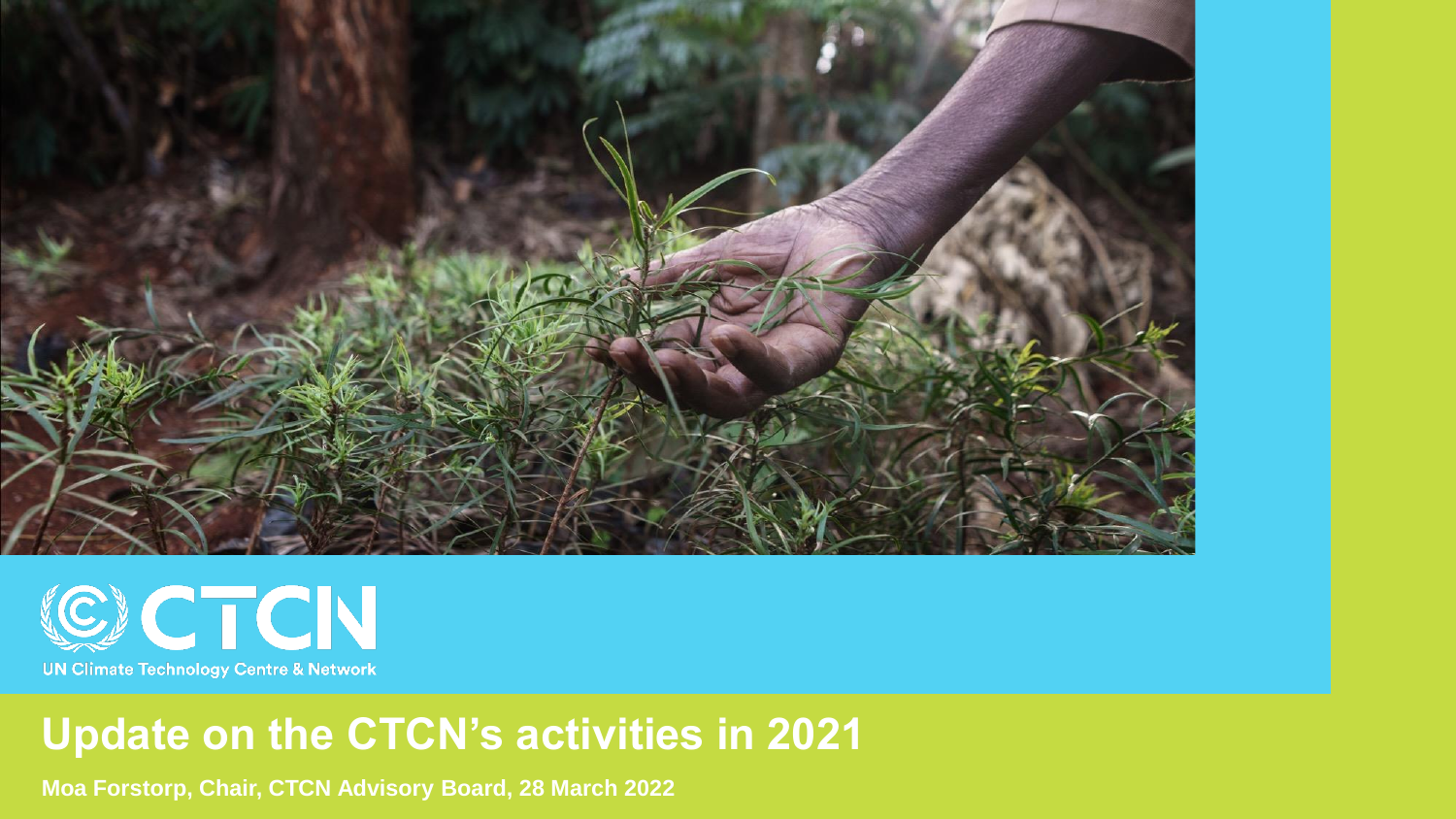CTCN

UN Climate Technology Centre & Network

# Update on the CTCN's activities in 2021

**Moa Forstorp, Chair, CTCN Advisory Board, 28 March 2022**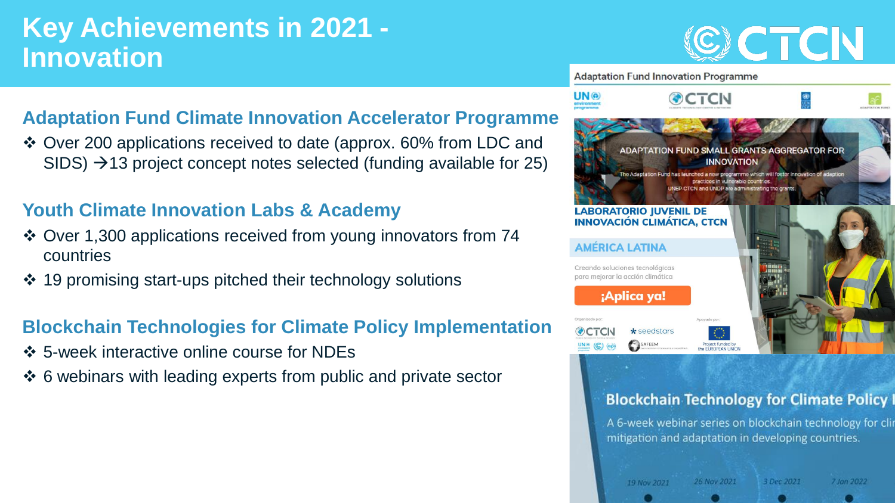# Key Achievements in 2021 - Innovation

## Adaptation Fund Climate Innovation Accelerator Programme

- Over 200 applications received to date (approx. 60% from LDC and SIDS) → 13 project concept notes selected (funding available for 25)

## Youth Climate Innovation Labs & Academy

- Over 1,300 applications received from young innovators from 74 countries
- 19 promising start-ups pitched their technology solutions

## Blockchain Technologies for Climate Policy Implementation

- 5-week interactive online course for NDEs
- 6 webinars with leading experts from public and private sector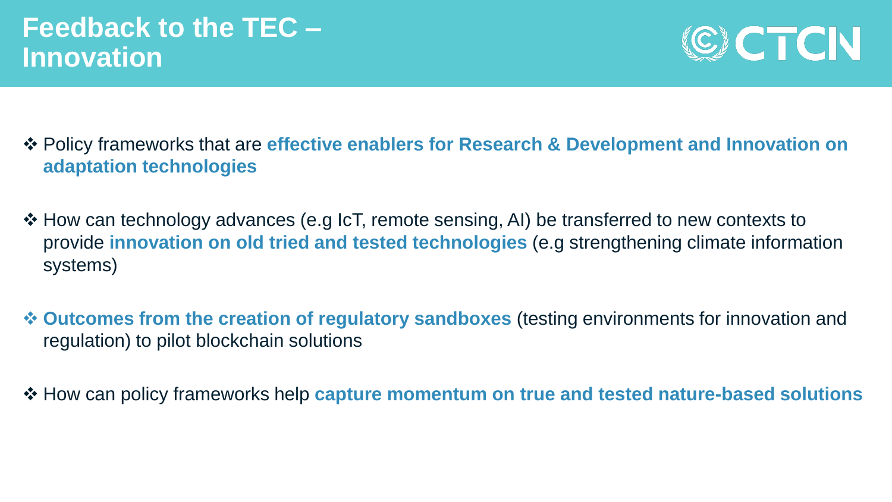# Feedback to the TEC – Innovation

- Policy frameworks that are **effective enablers for Research & Development and Innovation on adaptation technologies**
- How can technology advances (e.g IcT, remote sensing, AI) be transferred to new contexts to provide **innovation on old tried and tested technologies** (e.g strengthening climate information systems)
- **Outcomes from the creation of regulatory sandboxes** (testing environments for innovation and regulation) to pilot blockchain solutions
- How can policy frameworks help **capture momentum on true and tested nature-based solutions**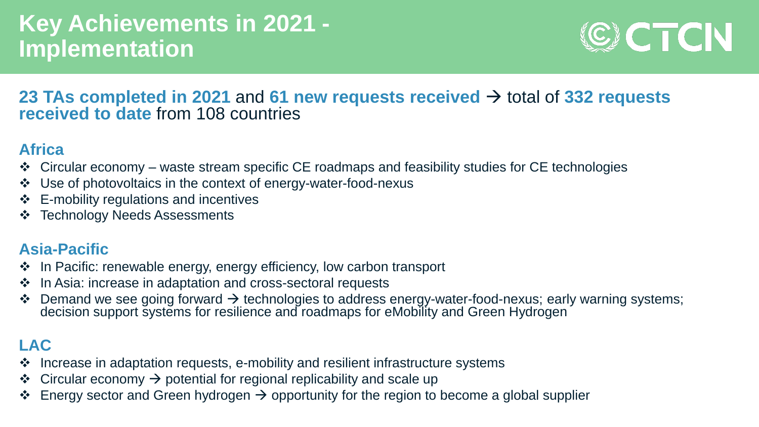# Key Achievements in 2021 - Implementation

**23 TAs completed in 2021** and **61 new requests received** → total of **332 requests received to date** from 108 countries

## Africa

- Circular economy – waste stream specific CE roadmaps and feasibility studies for CE technologies
- Use of photovoltaics in the context of energy-water-food-nexus
- E-mobility regulations and incentives
- Technology Needs Assessments

## Asia-Pacific

- In Pacific: renewable energy, energy efficiency, low carbon transport
- In Asia: increase in adaptation and cross-sectoral requests
- Demand we see going forward → technologies to address energy-water-food-nexus; early warning systems; decision support systems for resilience and roadmaps for eMobility and Green Hydrogen

## LAC

- Increase in adaptation requests, e-mobility and resilient infrastructure systems
- Circular economy → potential for regional replicability and scale up
- Energy sector and Green hydrogen → opportunity for the region to become a global supplier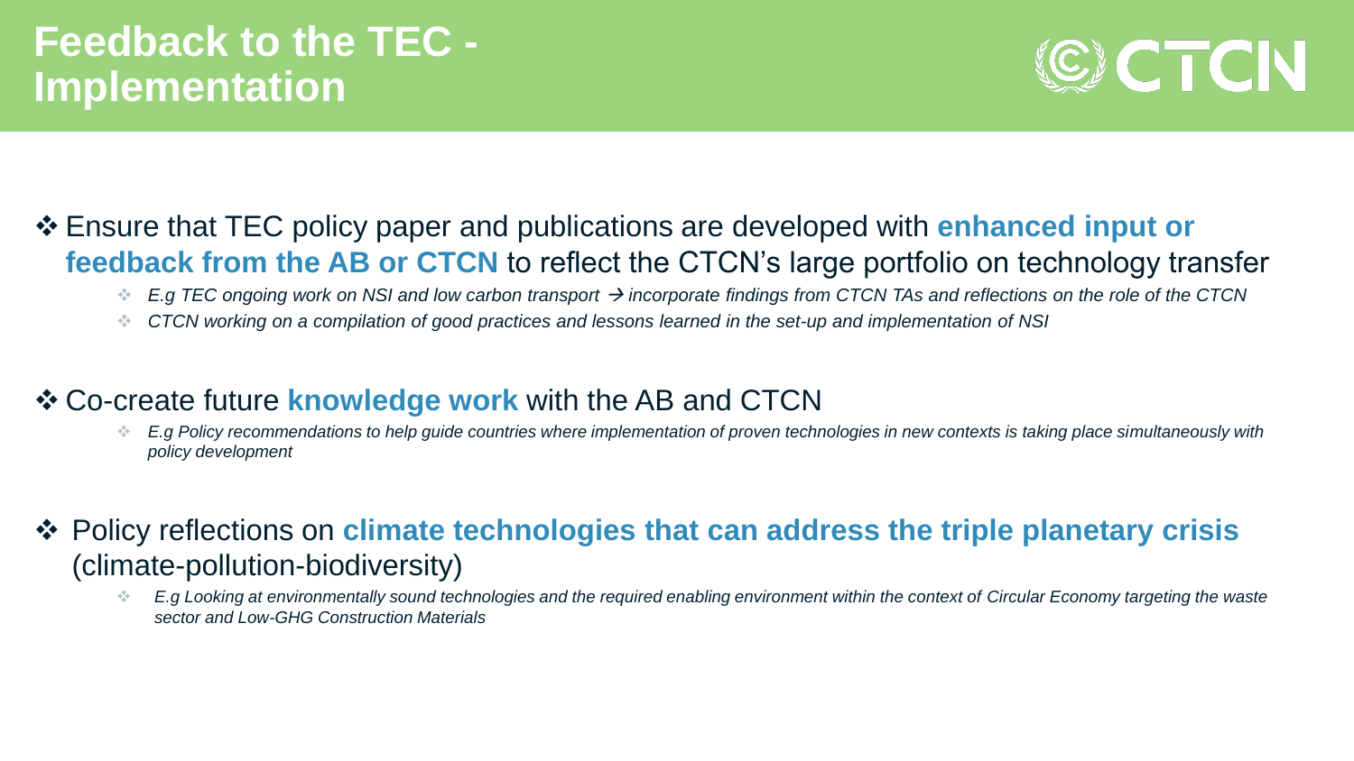# Feedback to the TEC - Implementation

- Ensure that TEC policy paper and publications are developed with **enhanced input or feedback from the AB or CTCN** to reflect the CTCN's large portfolio on technology transfer
  - *E.g TEC ongoing work on NSI and low carbon transport → incorporate findings from CTCN TAs and reflections on the role of the CTCN*
  - *CTCN working on a compilation of good practices and lessons learned in the set-up and implementation of NSI*

- Co-create future **knowledge work** with the AB and CTCN
  - *E.g Policy recommendations to help guide countries where implementation of proven technologies in new contexts is taking place simultaneously with policy development*

- Policy reflections on **climate technologies that can address the triple planetary crisis** (climate-pollution-biodiversity)
  - *E.g Looking at environmentally sound technologies and the required enabling environment within the context of Circular Economy targeting the waste sector and Low-GHG Construction Materials*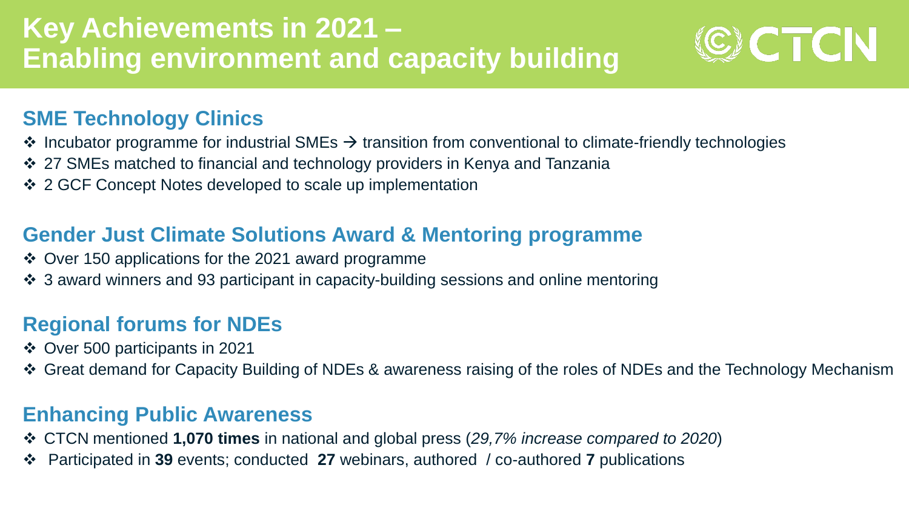# Key Achievements in 2021 – Enabling environment and capacity building

CTCN

## SME Technology Clinics

- Incubator programme for industrial SMEs → transition from conventional to climate-friendly technologies
- 27 SMEs matched to financial and technology providers in Kenya and Tanzania
- 2 GCF Concept Notes developed to scale up implementation

## Gender Just Climate Solutions Award & Mentoring programme

- Over 150 applications for the 2021 award programme
- 3 award winners and 93 participant in capacity-building sessions and online mentoring

## Regional forums for NDEs

- Over 500 participants in 2021
- Great demand for Capacity Building of NDEs & awareness raising of the roles of NDEs and the Technology Mechanism

## Enhancing Public Awareness

- CTCN mentioned **1,070 times** in national and global press (*29,7% increase compared to 2020*)
- Participated in **39** events; conducted **27** webinars, authored / co-authored **7** publications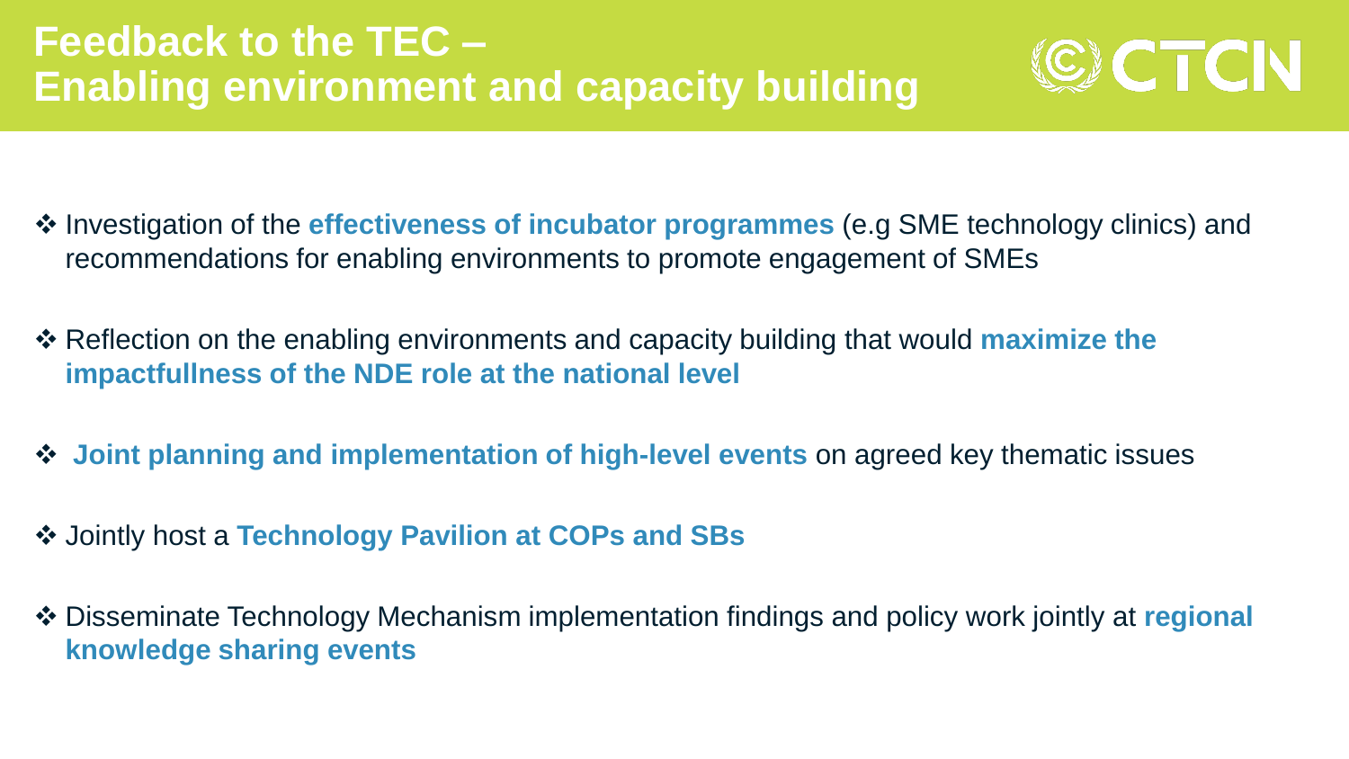# Feedback to the TEC – Enabling environment and capacity building

- Investigation of the **effectiveness of incubator programmes** (e.g SME technology clinics) and recommendations for enabling environments to promote engagement of SMEs
- Reflection on the enabling environments and capacity building that would **maximize the impactfullness of the NDE role at the national level**
- **Joint planning and implementation of high-level events** on agreed key thematic issues
- Jointly host a **Technology Pavilion at COPs and SBs**
- Disseminate Technology Mechanism implementation findings and policy work jointly at **regional knowledge sharing events**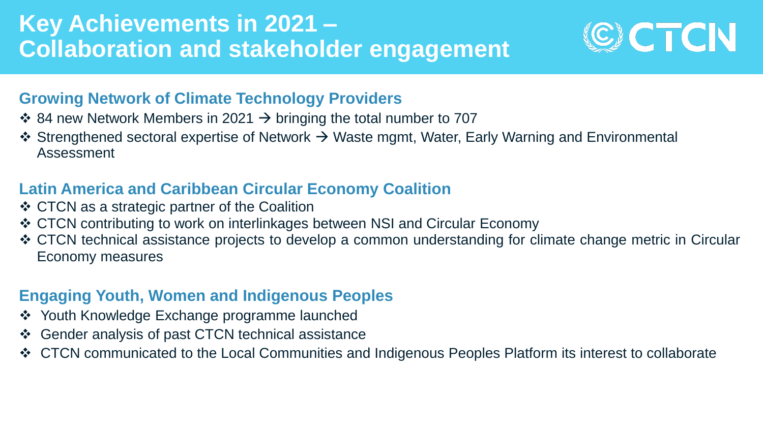# Key Achievements in 2021 – Collaboration and stakeholder engagement

## Growing Network of Climate Technology Providers

- 84 new Network Members in 2021 → bringing the total number to 707
- Strengthened sectoral expertise of Network → Waste mgmt, Water, Early Warning and Environmental Assessment

## Latin America and Caribbean Circular Economy Coalition

- CTCN as a strategic partner of the Coalition
- CTCN contributing to work on interlinkages between NSI and Circular Economy
- CTCN technical assistance projects to develop a common understanding for climate change metric in Circular Economy measures

## Engaging Youth, Women and Indigenous Peoples

- Youth Knowledge Exchange programme launched
- Gender analysis of past CTCN technical assistance
- CTCN communicated to the Local Communities and Indigenous Peoples Platform its interest to collaborate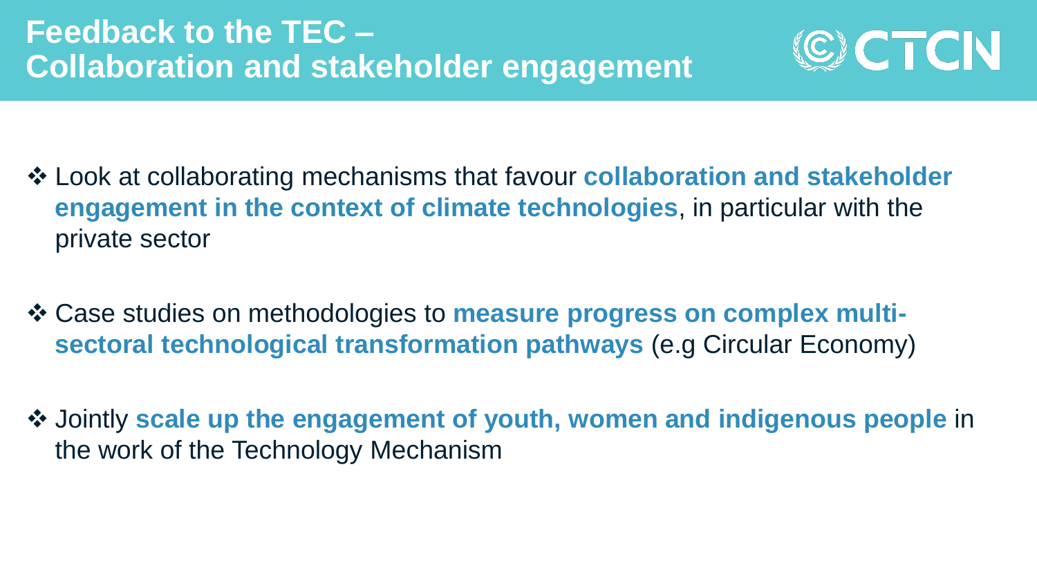# Feedback to the TEC – Collaboration and stakeholder engagement

- Look at collaborating mechanisms that favour **collaboration and stakeholder engagement in the context of climate technologies**, in particular with the private sector
- Case studies on methodologies to **measure progress on complex multi-sectoral technological transformation pathways** (e.g Circular Economy)
- Jointly **scale up the engagement of youth, women and indigenous people** in the work of the Technology Mechanism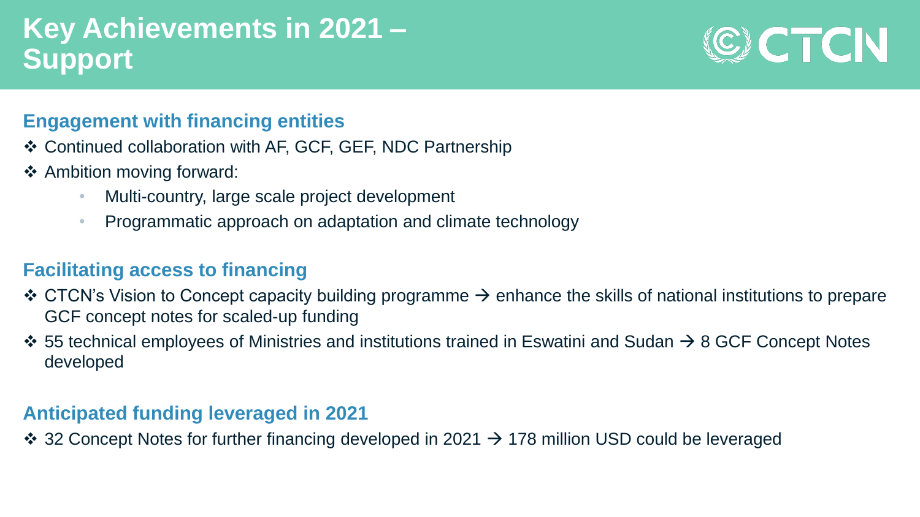# Key Achievements in 2021 – Support

CTCN

## Engagement with financing entities

- Continued collaboration with AF, GCF, GEF, NDC Partnership
- Ambition moving forward:
  - Multi-country, large scale project development
  - Programmatic approach on adaptation and climate technology

## Facilitating access to financing

- CTCN's Vision to Concept capacity building programme → enhance the skills of national institutions to prepare GCF concept notes for scaled-up funding
- 55 technical employees of Ministries and institutions trained in Eswatini and Sudan → 8 GCF Concept Notes developed

## Anticipated funding leveraged in 2021

- 32 Concept Notes for further financing developed in 2021 → 178 million USD could be leveraged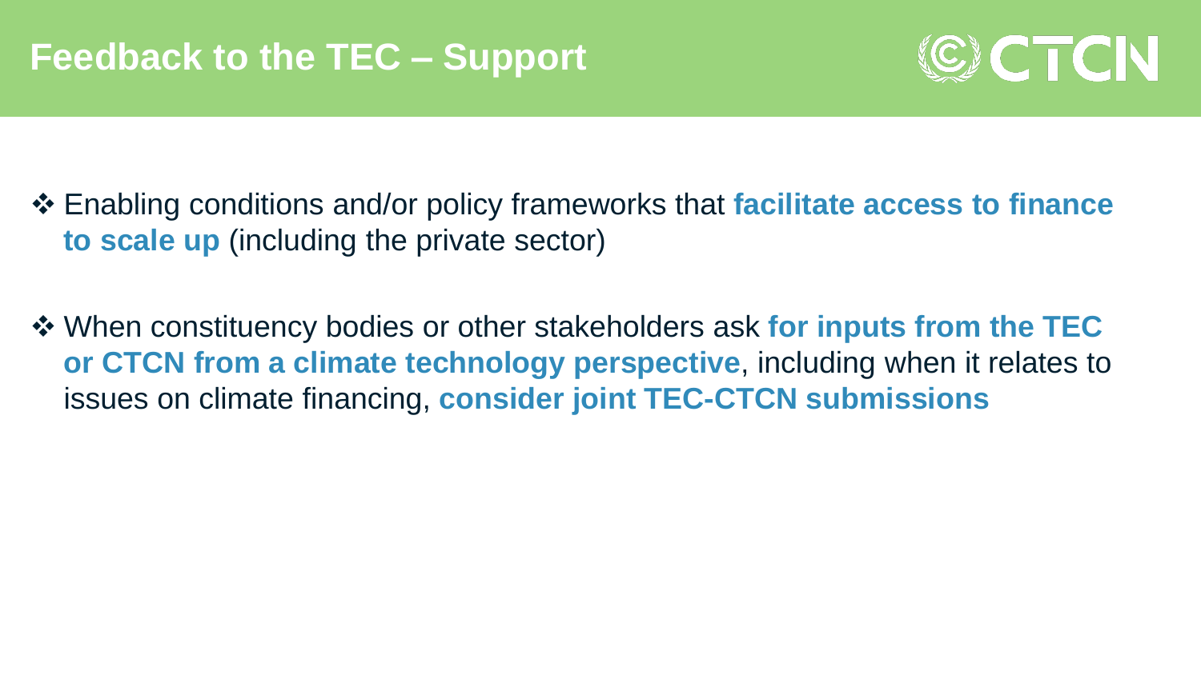# Feedback to the TEC – Support

- Enabling conditions and/or policy frameworks that **facilitate access to finance to scale up** (including the private sector)

- When constituency bodies or other stakeholders ask **for inputs from the TEC or CTCN from a climate technology perspective**, including when it relates to issues on climate financing, **consider joint TEC-CTCN submissions**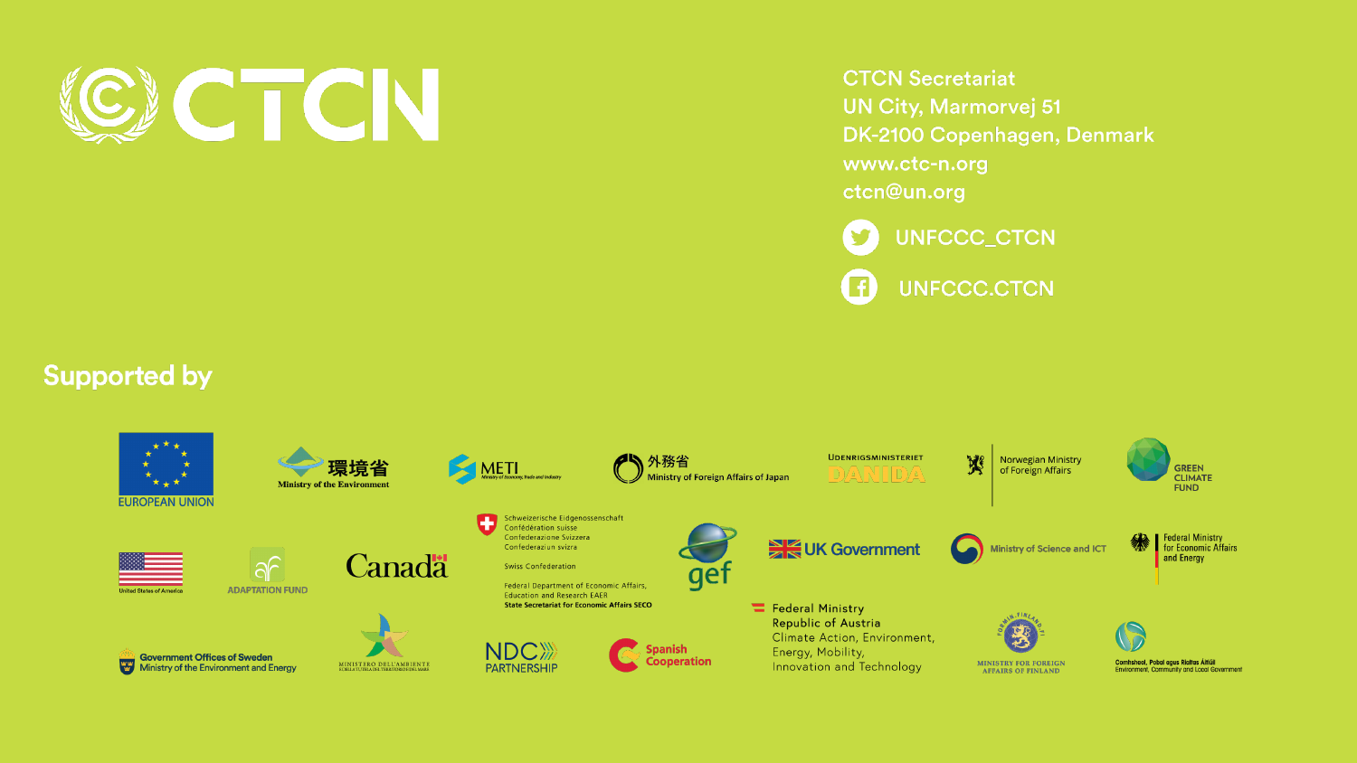# CTCN

CTCN Secretariat
UN City, Marmorvej 51
DK-2100 Copenhagen, Denmark
www.ctc-n.org
ctcn@un.org

UNFCCC_CTCN

UNFCCC.CTCN

## Supported by

EUROPEAN UNION

環境省
Ministry of the Environment

METI
Ministry of Economy, Trade and Industry

外務省
Ministry of Foreign Affairs of Japan

UDENRIGSMINISTERIET
DANIDA

Norwegian Ministry of Foreign Affairs

GREEN CLIMATE FUND

United States of America

ADAPTATION FUND

Canada

Schweizerische Eidgenossenschaft
Confédération suisse
Confederazione Svizzera
Confederaziun svizra

Swiss Confederation

Federal Department of Economic Affairs, Education and Research EAER
State Secretariat for Economic Affairs SECO

gef

UK Government

Ministry of Science and ICT

Federal Ministry for Economic Affairs and Energy

Government Offices of Sweden
Ministry of the Environment and Energy

MINISTERO DELL'AMBIENTE

NDC PARTNERSHIP

Spanish Cooperation

Federal Ministry
Republic of Austria
Climate Action, Environment, Energy, Mobility, Innovation and Technology

MINISTRY FOR FOREIGN AFFAIRS OF FINLAND

Comhshaol, Pobal agus Rialtas Áitiúil
Environment, Community and Local Government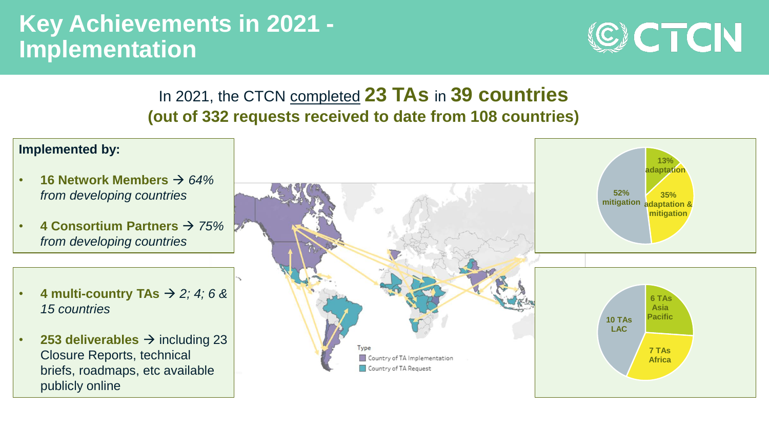# Key Achievements in 2021 - Implementation

In 2021, the CTCN completed **23 TAs** in **39 countries**
**(out of 332 requests received to date from 108 countries)**

**Implemented by:**

- **16 Network Members** → *64% from developing countries*
- **4 Consortium Partners** → *75% from developing countries*

- **4 multi-country TAs** → *2; 4; 6 & 15 countries*
- **253 deliverables** → including 23 Closure Reports, technical briefs, roadmaps, etc available publicly online

Type
Country of TA Implementation
Country of TA Request

13% adaptation
35% adaptation & mitigation
52% mitigation

6 TAs Asia Pacific
7 TAs Africa
10 TAs LAC